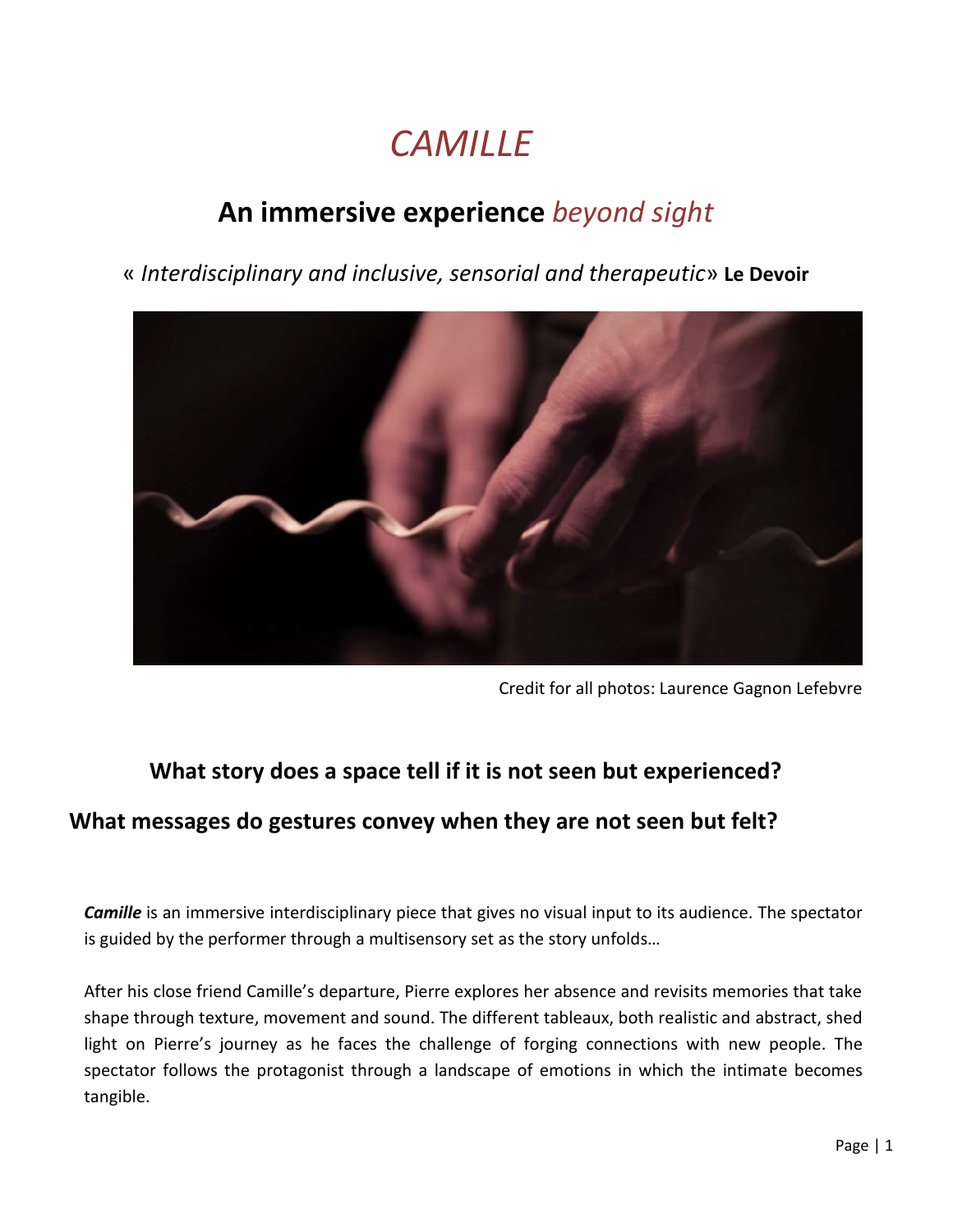# *CAMILLE*

## An immersive experience *beyond sight*

« *Interdisciplinary and inclusive, sensorial and therapeutic*» **Le Devoir**

Credit for all photos: Laurence Gagnon Lefebvre

### What story does a space tell if it is not seen but experienced?

### What messages do gestures convey when they are not seen but felt?

***Camille*** is an immersive interdisciplinary piece that gives no visual input to its audience. The spectator is guided by the performer through a multisensory set as the story unfolds…

After his close friend Camille's departure, Pierre explores her absence and revisits memories that take shape through texture, movement and sound. The different tableaux, both realistic and abstract, shed light on Pierre's journey as he faces the challenge of forging connections with new people. The spectator follows the protagonist through a landscape of emotions in which the intimate becomes tangible.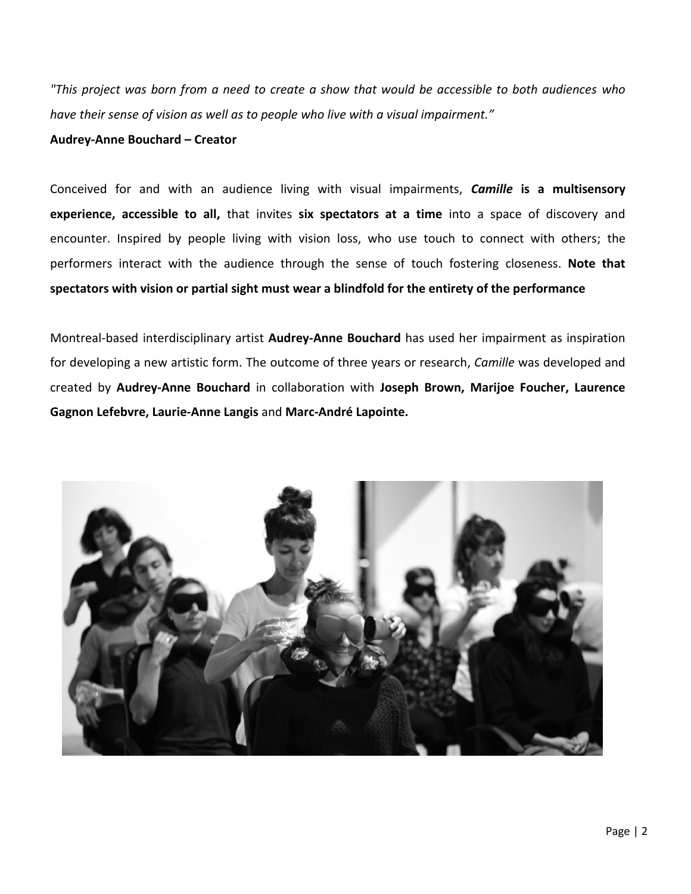*"This project was born from a need to create a show that would be accessible to both audiences who have their sense of vision as well as to people who live with a visual impairment."*

**Audrey-Anne Bouchard – Creator**

Conceived for and with an audience living with visual impairments, ***Camille* is a multisensory experience, accessible to all,** that invites **six spectators at a time** into a space of discovery and encounter. Inspired by people living with vision loss, who use touch to connect with others; the performers interact with the audience through the sense of touch fostering closeness. **Note that spectators with vision or partial sight must wear a blindfold for the entirety of the performance**

Montreal-based interdisciplinary artist **Audrey-Anne Bouchard** has used her impairment as inspiration for developing a new artistic form. The outcome of three years or research, *Camille* was developed and created by **Audrey-Anne Bouchard** in collaboration with **Joseph Brown, Marijoe Foucher, Laurence Gagnon Lefebvre, Laurie-Anne Langis** and **Marc-André Lapointe.**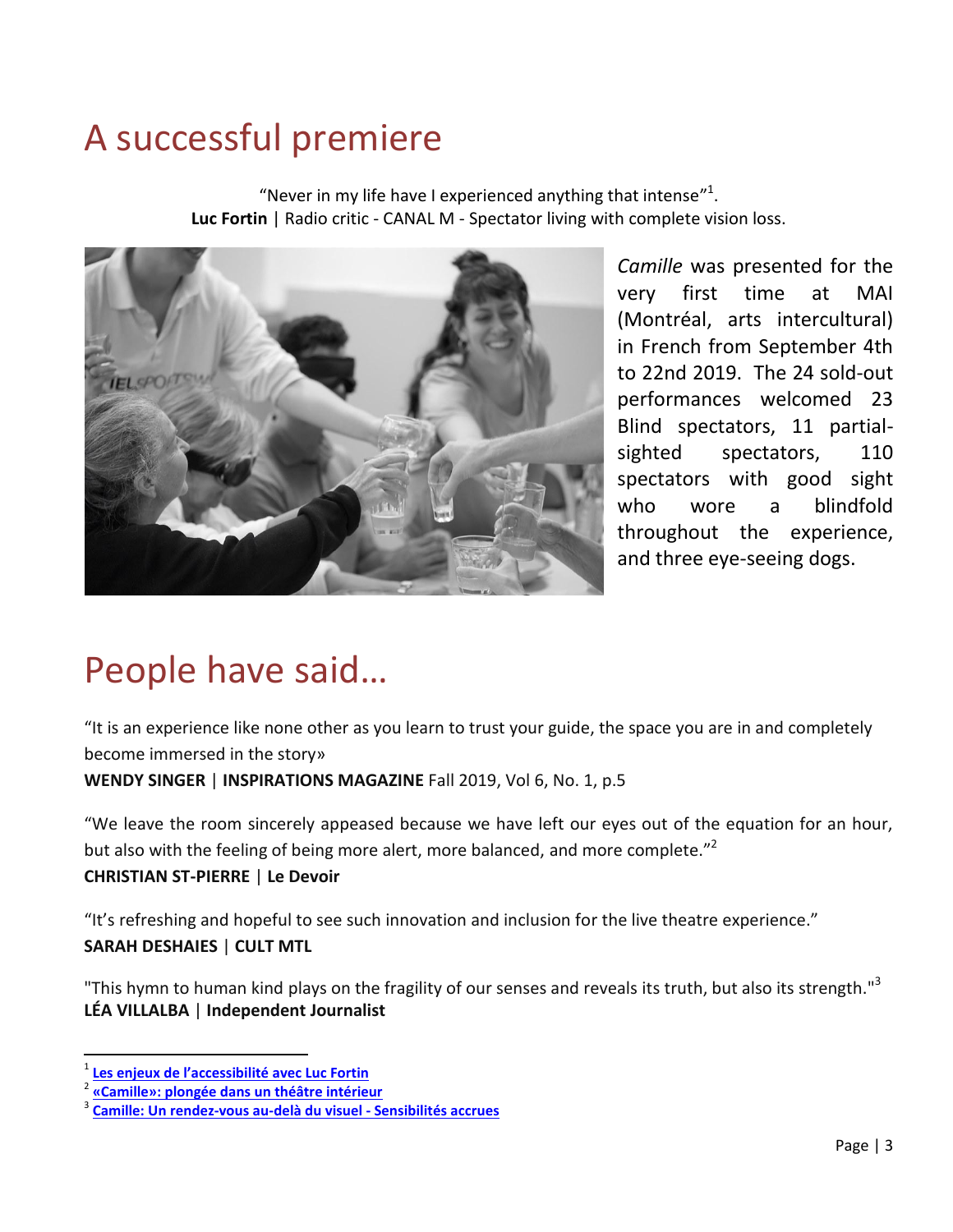# A successful premiere

"Never in my life have I experienced anything that intense"[1].
**Luc Fortin** | Radio critic - CANAL M - Spectator living with complete vision loss.

*Camille* was presented for the very first time at MAI (Montréal, arts intercultural) in French from September 4th to 22nd 2019. The 24 sold-out performances welcomed 23 Blind spectators, 11 partial-sighted spectators, 110 spectators with good sight who wore a blindfold throughout the experience, and three eye-seeing dogs.

# People have said…

"It is an experience like none other as you learn to trust your guide, the space you are in and completely become immersed in the story»
**WENDY SINGER** | **INSPIRATIONS MAGAZINE** Fall 2019, Vol 6, No. 1, p.5

"We leave the room sincerely appeased because we have left our eyes out of the equation for an hour, but also with the feeling of being more alert, more balanced, and more complete."[2]
**CHRISTIAN ST-PIERRE** | **Le Devoir**

"It's refreshing and hopeful to see such innovation and inclusion for the live theatre experience."
**SARAH DESHAIES** | **CULT MTL**

"This hymn to human kind plays on the fragility of our senses and reveals its truth, but also its strength."[3]
**LÉA VILLALBA** | **Independent Journalist**

---

[1] Les enjeux de l'accessibilité avec Luc Fortin
[2] «Camille»: plongée dans un théâtre intérieur
[3] Camille: Un rendez-vous au-delà du visuel - Sensibilités accrues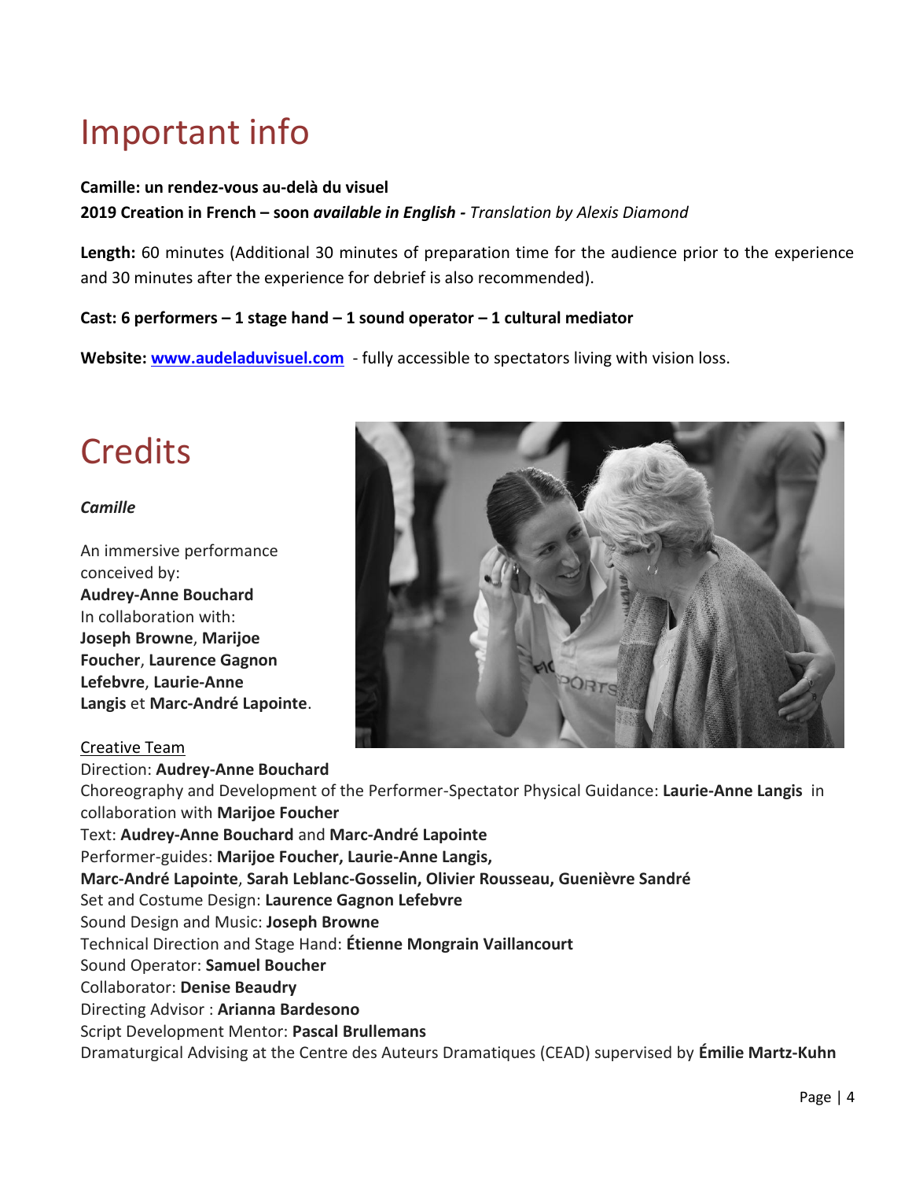# Important info

**Camille: un rendez-vous au-delà du visuel**
**2019 Creation in French – soon *available in English* -** *Translation by Alexis Diamond*

**Length:** 60 minutes (Additional 30 minutes of preparation time for the audience prior to the experience and 30 minutes after the experience for debrief is also recommended).

**Cast: 6 performers – 1 stage hand – 1 sound operator – 1 cultural mediator**

**Website: [www.audeladuvisuel.com](http://www.audeladuvisuel.com)** - fully accessible to spectators living with vision loss.

# Credits

***Camille***

An immersive performance conceived by:
**Audrey-Anne Bouchard**
In collaboration with:
**Joseph Browne**, **Marijoe Foucher**, **Laurence Gagnon Lefebvre**, **Laurie-Anne Langis** et **Marc-André Lapointe**.

Creative Team
Direction: **Audrey-Anne Bouchard**
Choreography and Development of the Performer-Spectator Physical Guidance: **Laurie-Anne Langis** in collaboration with **Marijoe Foucher**
Text: **Audrey-Anne Bouchard** and **Marc-André Lapointe**
Performer-guides: **Marijoe Foucher, Laurie-Anne Langis, Marc-André Lapointe**, **Sarah Leblanc-Gosselin, Olivier Rousseau, Guenièvre Sandré**
Set and Costume Design: **Laurence Gagnon Lefebvre**
Sound Design and Music: **Joseph Browne**
Technical Direction and Stage Hand: **Étienne Mongrain Vaillancourt**
Sound Operator: **Samuel Boucher**
Collaborator: **Denise Beaudry**
Directing Advisor : **Arianna Bardesono**
Script Development Mentor: **Pascal Brullemans**
Dramaturgical Advising at the Centre des Auteurs Dramatiques (CEAD) supervised by **Émilie Martz-Kuhn**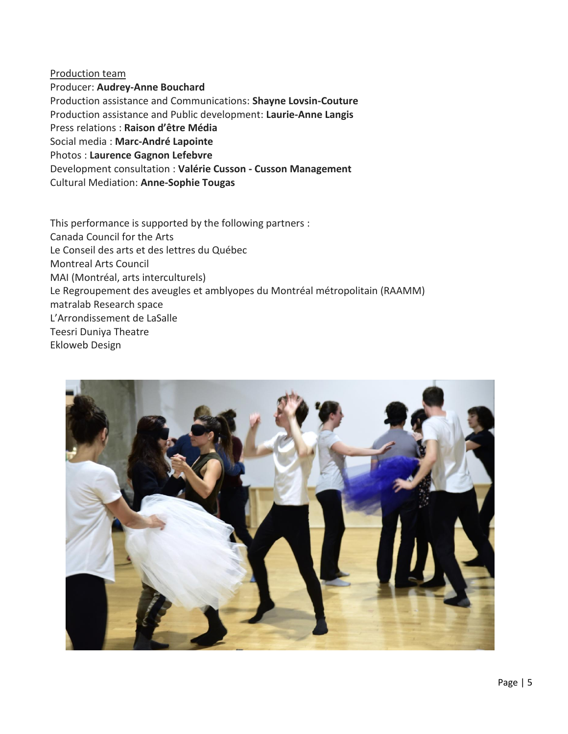Production team

Producer: **Audrey-Anne Bouchard**
Production assistance and Communications: **Shayne Lovsin-Couture**
Production assistance and Public development: **Laurie-Anne Langis**
Press relations : **Raison d'être Média**
Social media : **Marc-André Lapointe**
Photos : **Laurence Gagnon Lefebvre**
Development consultation : **Valérie Cusson - Cusson Management**
Cultural Mediation: **Anne-Sophie Tougas**

This performance is supported by the following partners :
Canada Council for the Arts
Le Conseil des arts et des lettres du Québec
Montreal Arts Council
MAI (Montréal, arts interculturels)
Le Regroupement des aveugles et amblyopes du Montréal métropolitain (RAAMM)
matralab Research space
L'Arrondissement de LaSalle
Teesri Duniya Theatre
Ekloweb Design